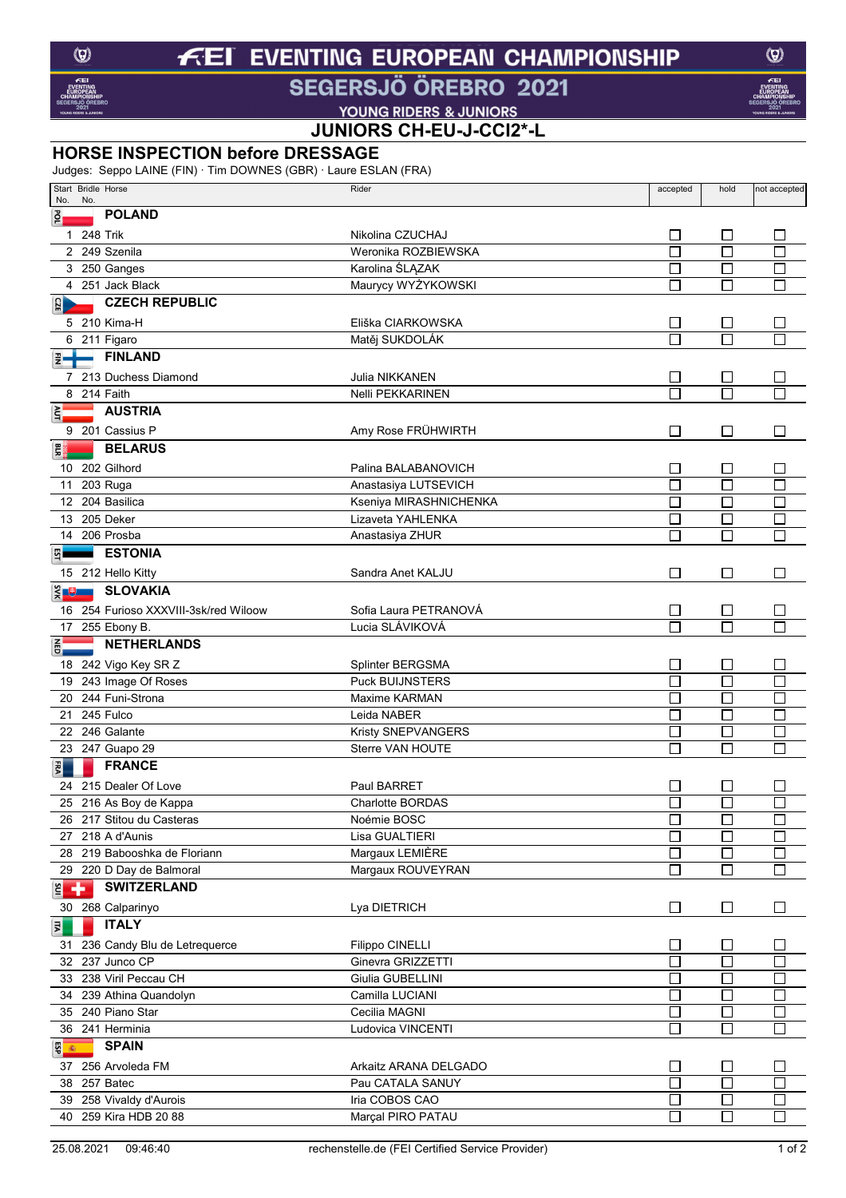# FEI EVENTING EUROPEAN CHAMPIONSHIP

## SEGERSJÖ ÖREBRO 2021

### YOUNG RIDERS & JUNIORS

### JUNIORS CH-EU-J-CCI2*-L

## HORSE INSPECTION before DRESSAGE

Judges: Seppo LAINE (FIN) · Tim DOWNES (GBR) · Laure ESLAN (FRA)

| Start No. | Bridle No. | Horse | Rider | accepted | hold | not accepted |
|---|---|---|---|---|---|---|
| **POL** | | **POLAND** | | | | |
| 1 | 248 | Trik | Nikolina CZUCHAJ | ☐ | ☐ | ☐ |
| 2 | 249 | Szenila | Weronika ROZBIEWSKA | ☐ | ☐ | ☐ |
| 3 | 250 | Ganges | Karolina ŚLĄZAK | ☐ | ☐ | ☐ |
| 4 | 251 | Jack Black | Maurycy WYŻYKOWSKI | ☐ | ☐ | ☐ |
| **CZE** | | **CZECH REPUBLIC** | | | | |
| 5 | 210 | Kima-H | Eliška CIARKOWSKA | ☐ | ☐ | ☐ |
| 6 | 211 | Figaro | Matěj SUKDOLÁK | ☐ | ☐ | ☐ |
| **FIN** | | **FINLAND** | | | | |
| 7 | 213 | Duchess Diamond | Julia NIKKANEN | ☐ | ☐ | ☐ |
| 8 | 214 | Faith | Nelli PEKKARINEN | ☐ | ☐ | ☐ |
| **AUT** | | **AUSTRIA** | | | | |
| 9 | 201 | Cassius P | Amy Rose FRÜHWIRTH | ☐ | ☐ | ☐ |
| **BLR** | | **BELARUS** | | | | |
| 10 | 202 | Gilhord | Palina BALABANOVICH | ☐ | ☐ | ☐ |
| 11 | 203 | Ruga | Anastasiya LUTSEVICH | ☐ | ☐ | ☐ |
| 12 | 204 | Basilica | Kseniya MIRASHNICHENKA | ☐ | ☐ | ☐ |
| 13 | 205 | Deker | Lizaveta YAHLENKA | ☐ | ☐ | ☐ |
| 14 | 206 | Prosba | Anastasiya ZHUR | ☐ | ☐ | ☐ |
| **EST** | | **ESTONIA** | | | | |
| 15 | 212 | Hello Kitty | Sandra Anet KALJU | ☐ | ☐ | ☐ |
| **SVK** | | **SLOVAKIA** | | | | |
| 16 | 254 | Furioso XXXVIII-3sk/red Wiloow | Sofia Laura PETRANOVÁ | ☐ | ☐ | ☐ |
| 17 | 255 | Ebony B. | Lucia SLÁVIKOVÁ | ☐ | ☐ | ☐ |
| **NED** | | **NETHERLANDS** | | | | |
| 18 | 242 | Vigo Key SR Z | Splinter BERGSMA | ☐ | ☐ | ☐ |
| 19 | 243 | Image Of Roses | Puck BUIJNSTERS | ☐ | ☐ | ☐ |
| 20 | 244 | Funi-Strona | Maxime KARMAN | ☐ | ☐ | ☐ |
| 21 | 245 | Fulco | Leida NABER | ☐ | ☐ | ☐ |
| 22 | 246 | Galante | Kristy SNEPVANGERS | ☐ | ☐ | ☐ |
| 23 | 247 | Guapo 29 | Sterre VAN HOUTE | ☐ | ☐ | ☐ |
| **FRA** | | **FRANCE** | | | | |
| 24 | 215 | Dealer Of Love | Paul BARRET | ☐ | ☐ | ☐ |
| 25 | 216 | As Boy de Kappa | Charlotte BORDAS | ☐ | ☐ | ☐ |
| 26 | 217 | Stitou du Casteras | Noémie BOSC | ☐ | ☐ | ☐ |
| 27 | 218 | A d'Aunis | Lisa GUALTIERI | ☐ | ☐ | ☐ |
| 28 | 219 | Babooshka de Floriann | Margaux LEMIÈRE | ☐ | ☐ | ☐ |
| 29 | 220 | D Day de Balmoral | Margaux ROUVEYRAN | ☐ | ☐ | ☐ |
| **SUI** | | **SWITZERLAND** | | | | |
| 30 | 268 | Calparinyo | Lya DIETRICH | ☐ | ☐ | ☐ |
| **ITA** | | **ITALY** | | | | |
| 31 | 236 | Candy Blu de Letrequerce | Filippo CINELLI | ☐ | ☐ | ☐ |
| 32 | 237 | Junco CP | Ginevra GRIZZETTI | ☐ | ☐ | ☐ |
| 33 | 238 | Viril Peccau CH | Giulia GUBELLINI | ☐ | ☐ | ☐ |
| 34 | 239 | Athina Quandolyn | Camilla LUCIANI | ☐ | ☐ | ☐ |
| 35 | 240 | Piano Star | Cecilia MAGNI | ☐ | ☐ | ☐ |
| 36 | 241 | Herminia | Ludovica VINCENTI | ☐ | ☐ | ☐ |
| **ESP** | | **SPAIN** | | | | |
| 37 | 256 | Arvoleda FM | Arkaitz ARANA DELGADO | ☐ | ☐ | ☐ |
| 38 | 257 | Batec | Pau CATALA SANUY | ☐ | ☐ | ☐ |
| 39 | 258 | Vivaldy d'Aurois | Iria COBOS CAO | ☐ | ☐ | ☐ |
| 40 | 259 | Kira HDB 20 88 | Marçal PIRO PATAU | ☐ | ☐ | ☐ |

25.08.2021 09:46:40 rechenstelle.de (FEI Certified Service Provider)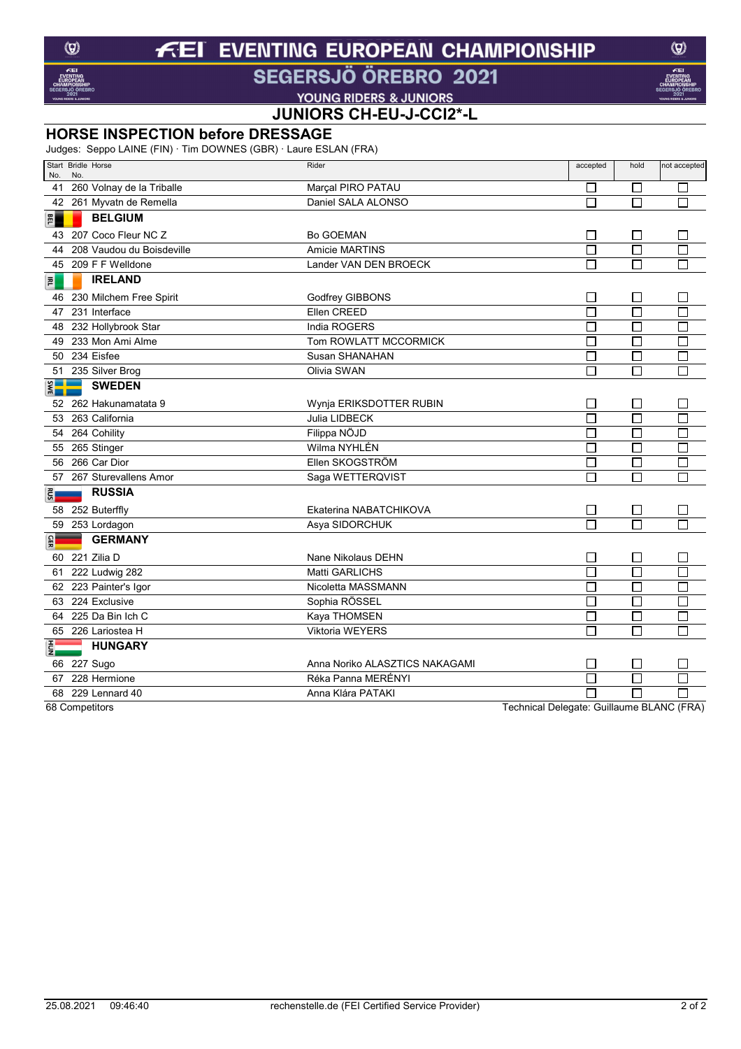# FEI EVENTING EUROPEAN CHAMPIONSHIP

## SEGERSJÖ ÖREBRO 2021

YOUNG RIDERS & JUNIORS

## JUNIORS CH-EU-J-CCI2*-L

## HORSE INSPECTION before DRESSAGE

Judges: Seppo LAINE (FIN) · Tim DOWNES (GBR) · Laure ESLAN (FRA)

| Start No. | Bridle No. | Horse | Rider | accepted | hold | not accepted |
|---|---|---|---|---|---|---|
| 41 | 260 | Volnay de la Triballe | Marçal PIRO PATAU | ☐ | ☐ | ☐ |
| 42 | 261 | Myvatn de Remella | Daniel SALA ALONSO | ☐ | ☐ | ☐ |
| BEL | | **BELGIUM** | | | | |
| 43 | 207 | Coco Fleur NC Z | Bo GOEMAN | ☐ | ☐ | ☐ |
| 44 | 208 | Vaudou du Boisdeville | Amicie MARTINS | ☐ | ☐ | ☐ |
| 45 | 209 | F F Welldone | Lander VAN DEN BROECK | ☐ | ☐ | ☐ |
| IRL | | **IRELAND** | | | | |
| 46 | 230 | Milchem Free Spirit | Godfrey GIBBONS | ☐ | ☐ | ☐ |
| 47 | 231 | Interface | Ellen CREED | ☐ | ☐ | ☐ |
| 48 | 232 | Hollybrook Star | India ROGERS | ☐ | ☐ | ☐ |
| 49 | 233 | Mon Ami Alme | Tom ROWLATT MCCORMICK | ☐ | ☐ | ☐ |
| 50 | 234 | Eisfee | Susan SHANAHAN | ☐ | ☐ | ☐ |
| 51 | 235 | Silver Brog | Olivia SWAN | ☐ | ☐ | ☐ |
| SWE | | **SWEDEN** | | | | |
| 52 | 262 | Hakunamatata 9 | Wynja ERIKSDOTTER RUBIN | ☐ | ☐ | ☐ |
| 53 | 263 | California | Julia LIDBECK | ☐ | ☐ | ☐ |
| 54 | 264 | Cohility | Filippa NÖJD | ☐ | ☐ | ☐ |
| 55 | 265 | Stinger | Wilma NYHLÉN | ☐ | ☐ | ☐ |
| 56 | 266 | Car Dior | Ellen SKOGSTRÖM | ☐ | ☐ | ☐ |
| 57 | 267 | Sturevallens Amor | Saga WETTERQVIST | ☐ | ☐ | ☐ |
| RUS | | **RUSSIA** | | | | |
| 58 | 252 | Buterffly | Ekaterina NABATCHIKOVA | ☐ | ☐ | ☐ |
| 59 | 253 | Lordagon | Asya SIDORCHUK | ☐ | ☐ | ☐ |
| GER | | **GERMANY** | | | | |
| 60 | 221 | Zilia D | Nane Nikolaus DEHN | ☐ | ☐ | ☐ |
| 61 | 222 | Ludwig 282 | Matti GARLICHS | ☐ | ☐ | ☐ |
| 62 | 223 | Painter's Igor | Nicoletta MASSMANN | ☐ | ☐ | ☐ |
| 63 | 224 | Exclusive | Sophia RÖSSEL | ☐ | ☐ | ☐ |
| 64 | 225 | Da Bin Ich C | Kaya THOMSEN | ☐ | ☐ | ☐ |
| 65 | 226 | Lariostea H | Viktoria WEYERS | ☐ | ☐ | ☐ |
| HUN | | **HUNGARY** | | | | |
| 66 | 227 | Sugo | Anna Noriko ALASZTICS NAKAGAMI | ☐ | ☐ | ☐ |
| 67 | 228 | Hermione | Réka Panna MERÉNYI | ☐ | ☐ | ☐ |
| 68 | 229 | Lennard 40 | Anna Klára PATAKI | ☐ | ☐ | ☐ |

68 Competitors

Technical Delegate: Guillaume BLANC (FRA)

25.08.2021 09:46:40

rechenstelle.de (FEI Certified Service Provider)